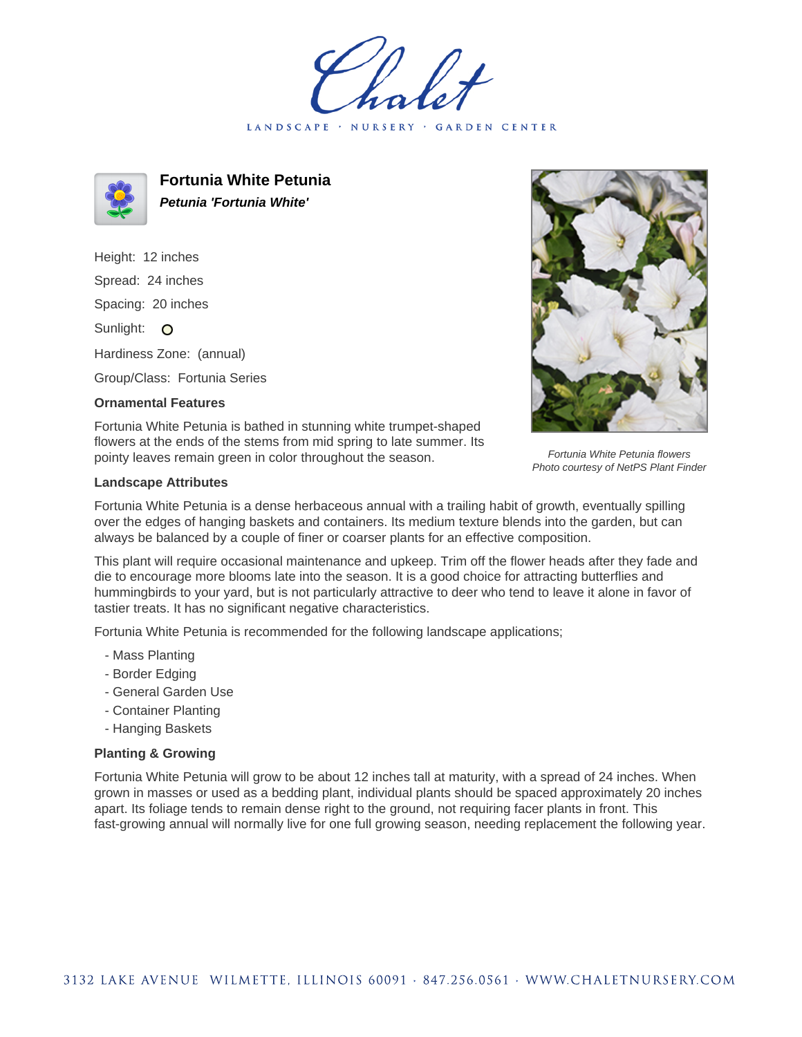# Fortunia White Petunia

***Petunia 'Fortunia White'***

Height: 12 inches

Spread: 24 inches

Spacing: 20 inches

Sunlight: O

Hardiness Zone: (annual)

Group/Class: Fortunia Series

### Ornamental Features

Fortunia White Petunia is bathed in stunning white trumpet-shaped flowers at the ends of the stems from mid spring to late summer. Its pointy leaves remain green in color throughout the season.

*Fortunia White Petunia flowers*
*Photo courtesy of NetPS Plant Finder*

### Landscape Attributes

Fortunia White Petunia is a dense herbaceous annual with a trailing habit of growth, eventually spilling over the edges of hanging baskets and containers. Its medium texture blends into the garden, but can always be balanced by a couple of finer or coarser plants for an effective composition.

This plant will require occasional maintenance and upkeep. Trim off the flower heads after they fade and die to encourage more blooms late into the season. It is a good choice for attracting butterflies and hummingbirds to your yard, but is not particularly attractive to deer who tend to leave it alone in favor of tastier treats. It has no significant negative characteristics.

Fortunia White Petunia is recommended for the following landscape applications;

- Mass Planting
- Border Edging
- General Garden Use
- Container Planting
- Hanging Baskets

### Planting & Growing

Fortunia White Petunia will grow to be about 12 inches tall at maturity, with a spread of 24 inches. When grown in masses or used as a bedding plant, individual plants should be spaced approximately 20 inches apart. Its foliage tends to remain dense right to the ground, not requiring facer plants in front. This fast-growing annual will normally live for one full growing season, needing replacement the following year.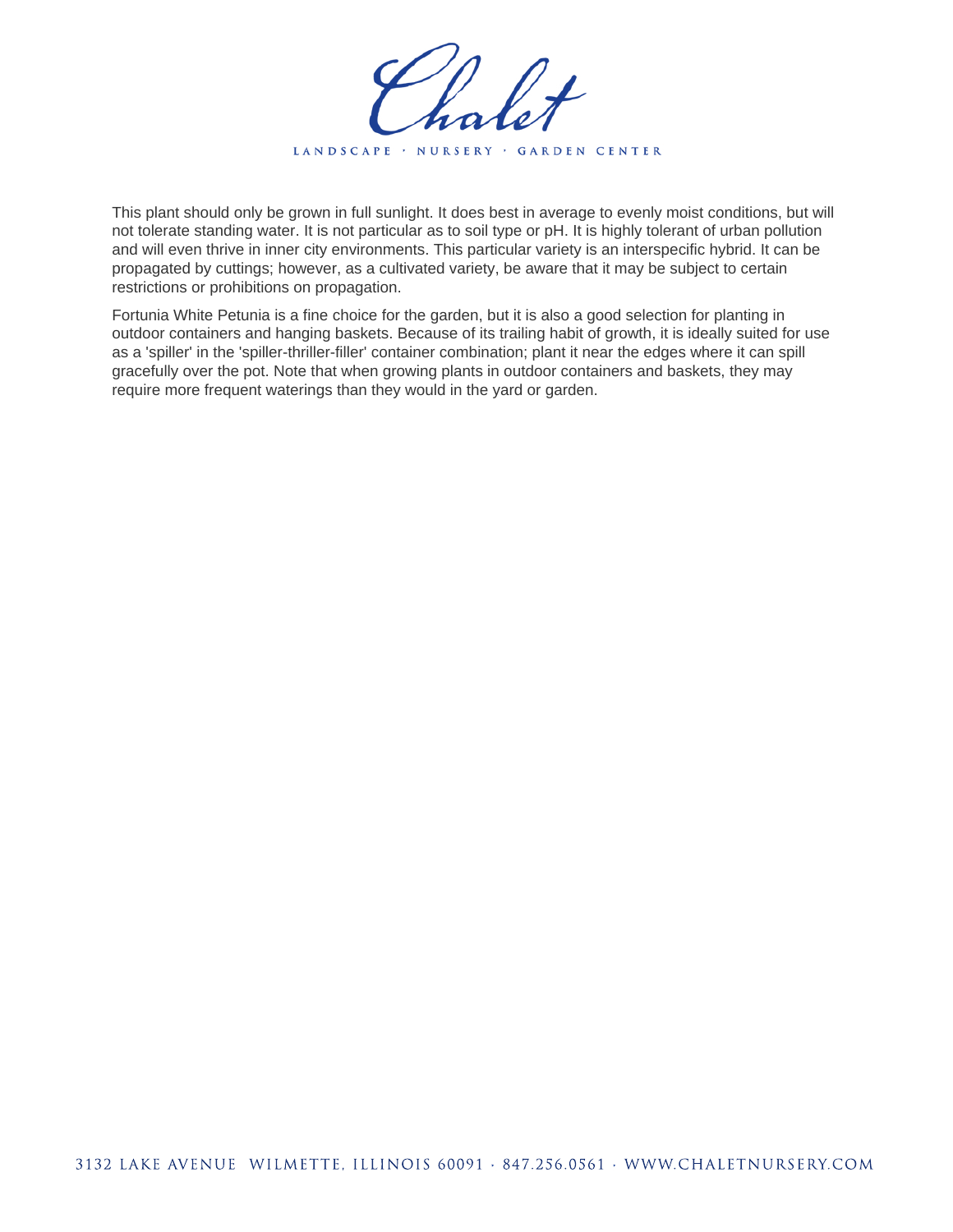This plant should only be grown in full sunlight. It does best in average to evenly moist conditions, but will not tolerate standing water. It is not particular as to soil type or pH. It is highly tolerant of urban pollution and will even thrive in inner city environments. This particular variety is an interspecific hybrid. It can be propagated by cuttings; however, as a cultivated variety, be aware that it may be subject to certain restrictions or prohibitions on propagation.

Fortunia White Petunia is a fine choice for the garden, but it is also a good selection for planting in outdoor containers and hanging baskets. Because of its trailing habit of growth, it is ideally suited for use as a 'spiller' in the 'spiller-thriller-filler' container combination; plant it near the edges where it can spill gracefully over the pot. Note that when growing plants in outdoor containers and baskets, they may require more frequent waterings than they would in the yard or garden.